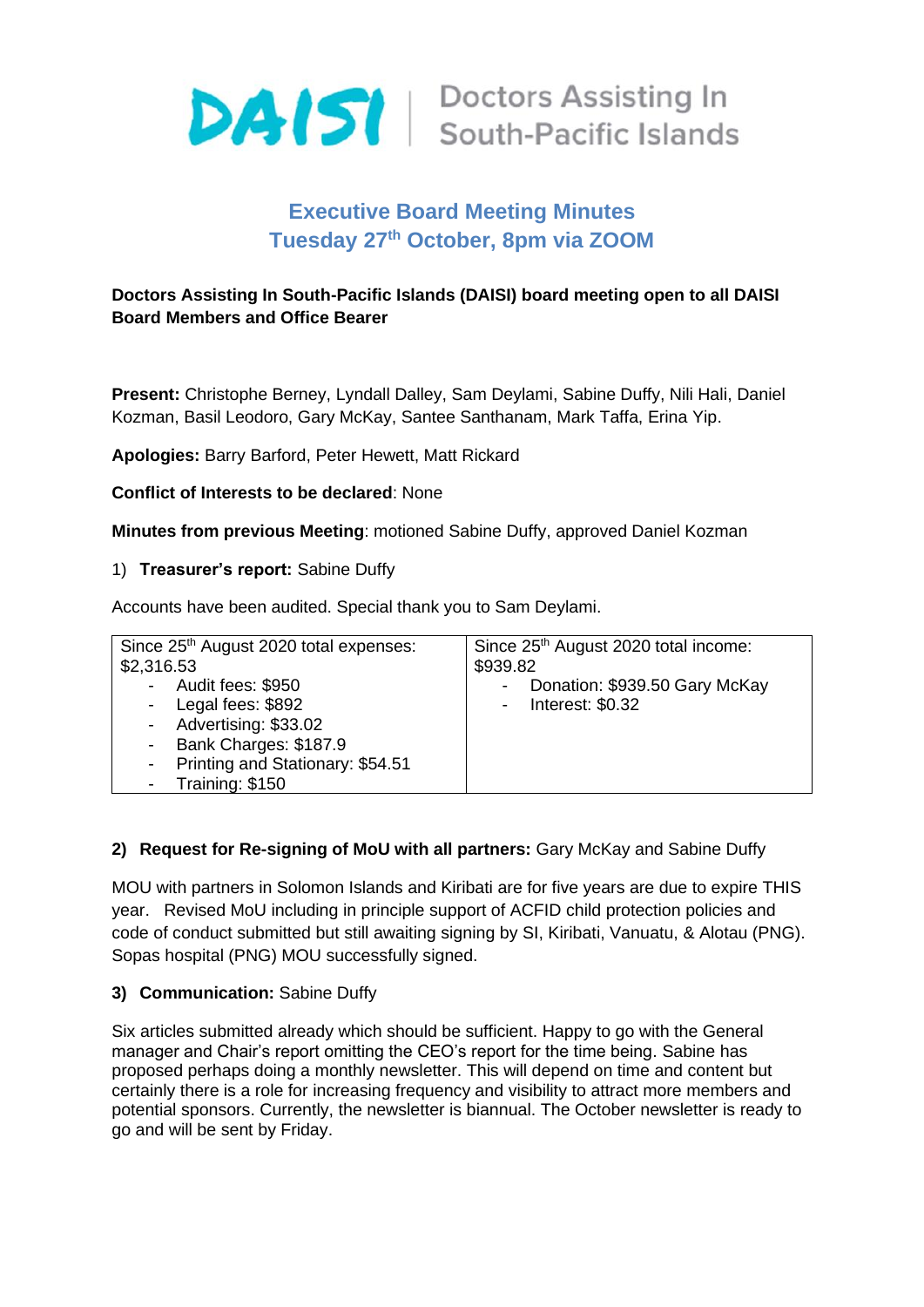# DAISI | Doctors Assisting In South-Pacific Islands

## Executive Board Meeting Minutes
## Tuesday 27th October, 8pm via ZOOM

**Doctors Assisting In South-Pacific Islands (DAISI) board meeting open to all DAISI Board Members and Office Bearer**

**Present:** Christophe Berney, Lyndall Dalley, Sam Deylami, Sabine Duffy, Nili Hali, Daniel Kozman, Basil Leodoro, Gary McKay, Santee Santhanam, Mark Taffa, Erina Yip.

**Apologies:** Barry Barford, Peter Hewett, Matt Rickard

**Conflict of Interests to be declared**: None

**Minutes from previous Meeting**: motioned Sabine Duffy, approved Daniel Kozman

1) **Treasurer's report:** Sabine Duffy

Accounts have been audited. Special thank you to Sam Deylami.

| Since 25th August 2020 total expenses: $2,316.53 | Since 25th August 2020 total income: $939.82 |
|---|---|
| - Audit fees: $950<br>- Legal fees: $892<br>- Advertising: $33.02<br>- Bank Charges: $187.9<br>- Printing and Stationary: $54.51<br>- Training: $150 | - Donation: $939.50 Gary McKay<br>- Interest: $0.32 |

2) **Request for Re-signing of MoU with all partners:** Gary McKay and Sabine Duffy

MOU with partners in Solomon Islands and Kiribati are for five years are due to expire THIS year. Revised MoU including in principle support of ACFID child protection policies and code of conduct submitted but still awaiting signing by SI, Kiribati, Vanuatu, & Alotau (PNG). Sopas hospital (PNG) MOU successfully signed.

3) **Communication:** Sabine Duffy

Six articles submitted already which should be sufficient. Happy to go with the General manager and Chair's report omitting the CEO's report for the time being. Sabine has proposed perhaps doing a monthly newsletter. This will depend on time and content but certainly there is a role for increasing frequency and visibility to attract more members and potential sponsors. Currently, the newsletter is biannual. The October newsletter is ready to go and will be sent by Friday.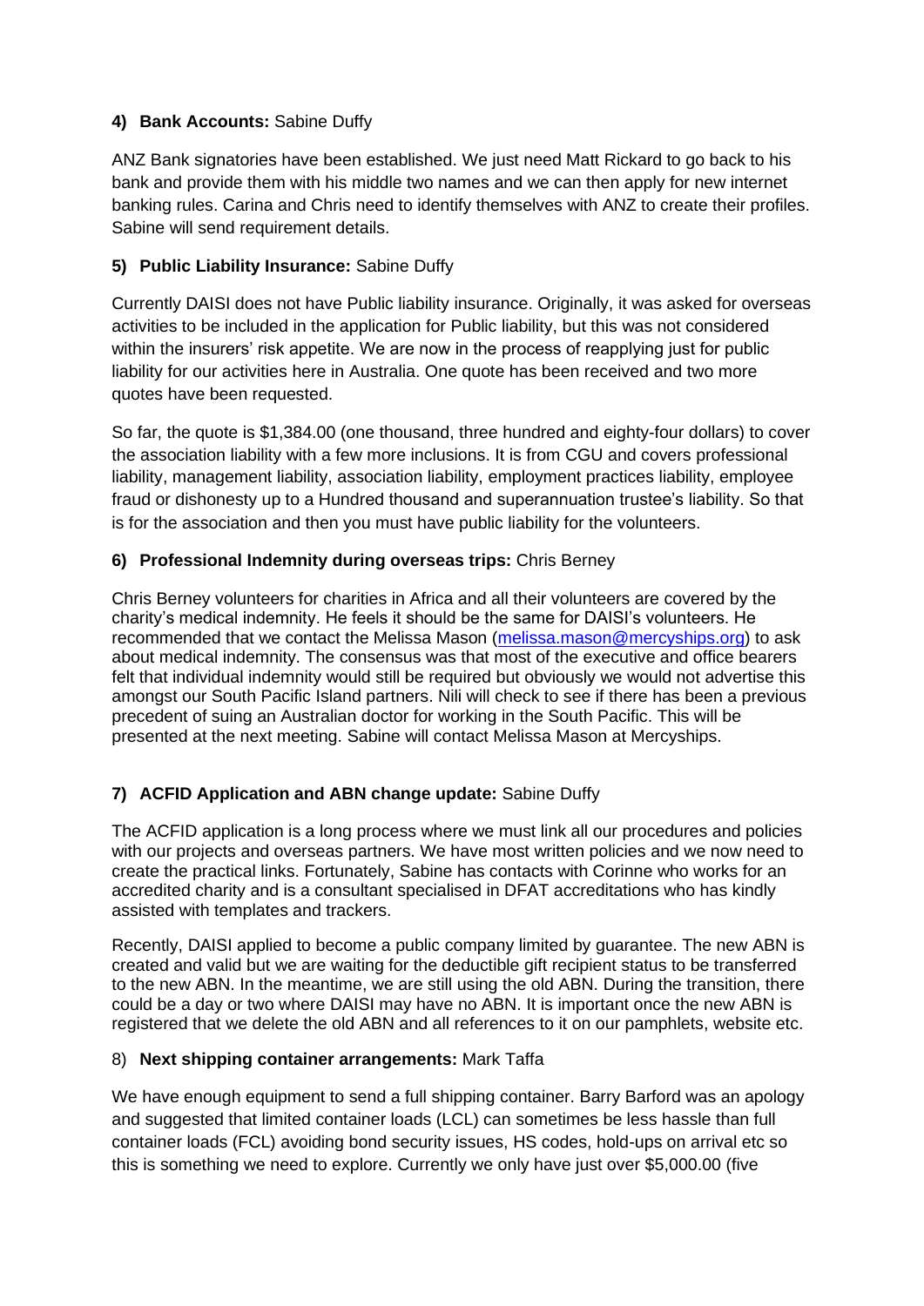**4) Bank Accounts:** Sabine Duffy

ANZ Bank signatories have been established. We just need Matt Rickard to go back to his bank and provide them with his middle two names and we can then apply for new internet banking rules. Carina and Chris need to identify themselves with ANZ to create their profiles. Sabine will send requirement details.

**5) Public Liability Insurance:** Sabine Duffy

Currently DAISI does not have Public liability insurance. Originally, it was asked for overseas activities to be included in the application for Public liability, but this was not considered within the insurers' risk appetite. We are now in the process of reapplying just for public liability for our activities here in Australia. One quote has been received and two more quotes have been requested.

So far, the quote is $1,384.00 (one thousand, three hundred and eighty-four dollars) to cover the association liability with a few more inclusions. It is from CGU and covers professional liability, management liability, association liability, employment practices liability, employee fraud or dishonesty up to a Hundred thousand and superannuation trustee's liability. So that is for the association and then you must have public liability for the volunteers.

**6) Professional Indemnity during overseas trips:** Chris Berney

Chris Berney volunteers for charities in Africa and all their volunteers are covered by the charity's medical indemnity. He feels it should be the same for DAISI's volunteers. He recommended that we contact the Melissa Mason (melissa.mason@mercyships.org) to ask about medical indemnity. The consensus was that most of the executive and office bearers felt that individual indemnity would still be required but obviously we would not advertise this amongst our South Pacific Island partners. Nili will check to see if there has been a previous precedent of suing an Australian doctor for working in the South Pacific. This will be presented at the next meeting. Sabine will contact Melissa Mason at Mercyships.

**7) ACFID Application and ABN change update:** Sabine Duffy

The ACFID application is a long process where we must link all our procedures and policies with our projects and overseas partners. We have most written policies and we now need to create the practical links. Fortunately, Sabine has contacts with Corinne who works for an accredited charity and is a consultant specialised in DFAT accreditations who has kindly assisted with templates and trackers.

Recently, DAISI applied to become a public company limited by guarantee. The new ABN is created and valid but we are waiting for the deductible gift recipient status to be transferred to the new ABN. In the meantime, we are still using the old ABN. During the transition, there could be a day or two where DAISI may have no ABN. It is important once the new ABN is registered that we delete the old ABN and all references to it on our pamphlets, website etc.

8) **Next shipping container arrangements:** Mark Taffa

We have enough equipment to send a full shipping container. Barry Barford was an apology and suggested that limited container loads (LCL) can sometimes be less hassle than full container loads (FCL) avoiding bond security issues, HS codes, hold-ups on arrival etc so this is something we need to explore. Currently we only have just over $5,000.00 (five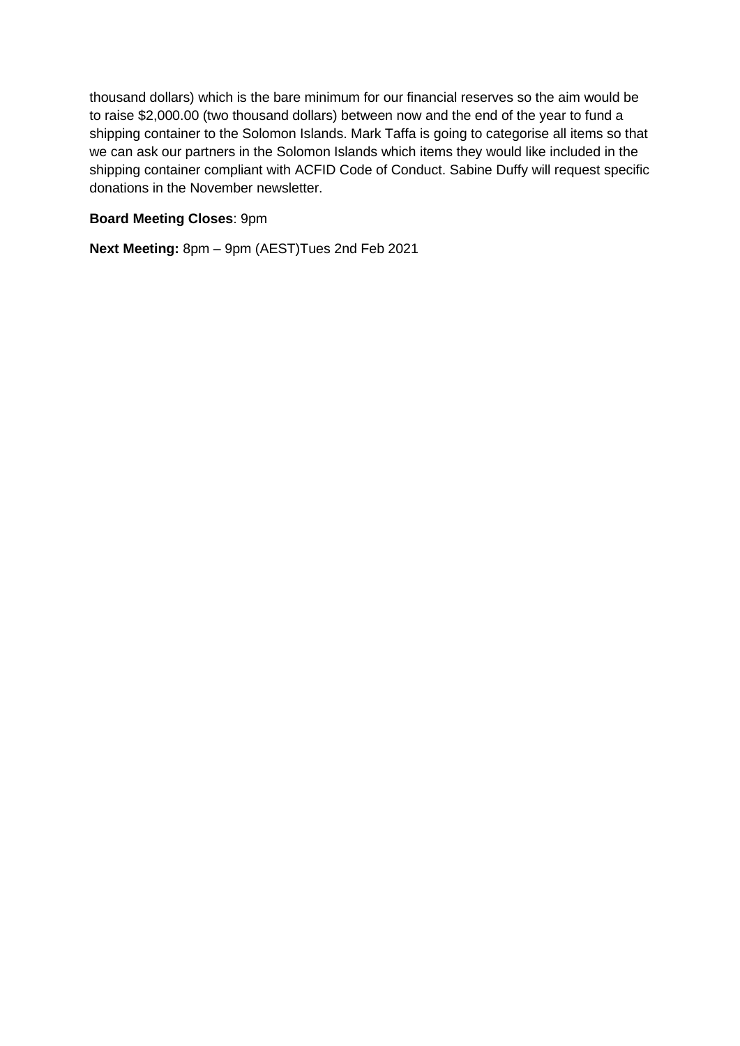thousand dollars) which is the bare minimum for our financial reserves so the aim would be to raise $2,000.00 (two thousand dollars) between now and the end of the year to fund a shipping container to the Solomon Islands. Mark Taffa is going to categorise all items so that we can ask our partners in the Solomon Islands which items they would like included in the shipping container compliant with ACFID Code of Conduct. Sabine Duffy will request specific donations in the November newsletter.

**Board Meeting Closes**: 9pm

**Next Meeting:** 8pm – 9pm (AEST)Tues 2nd Feb 2021